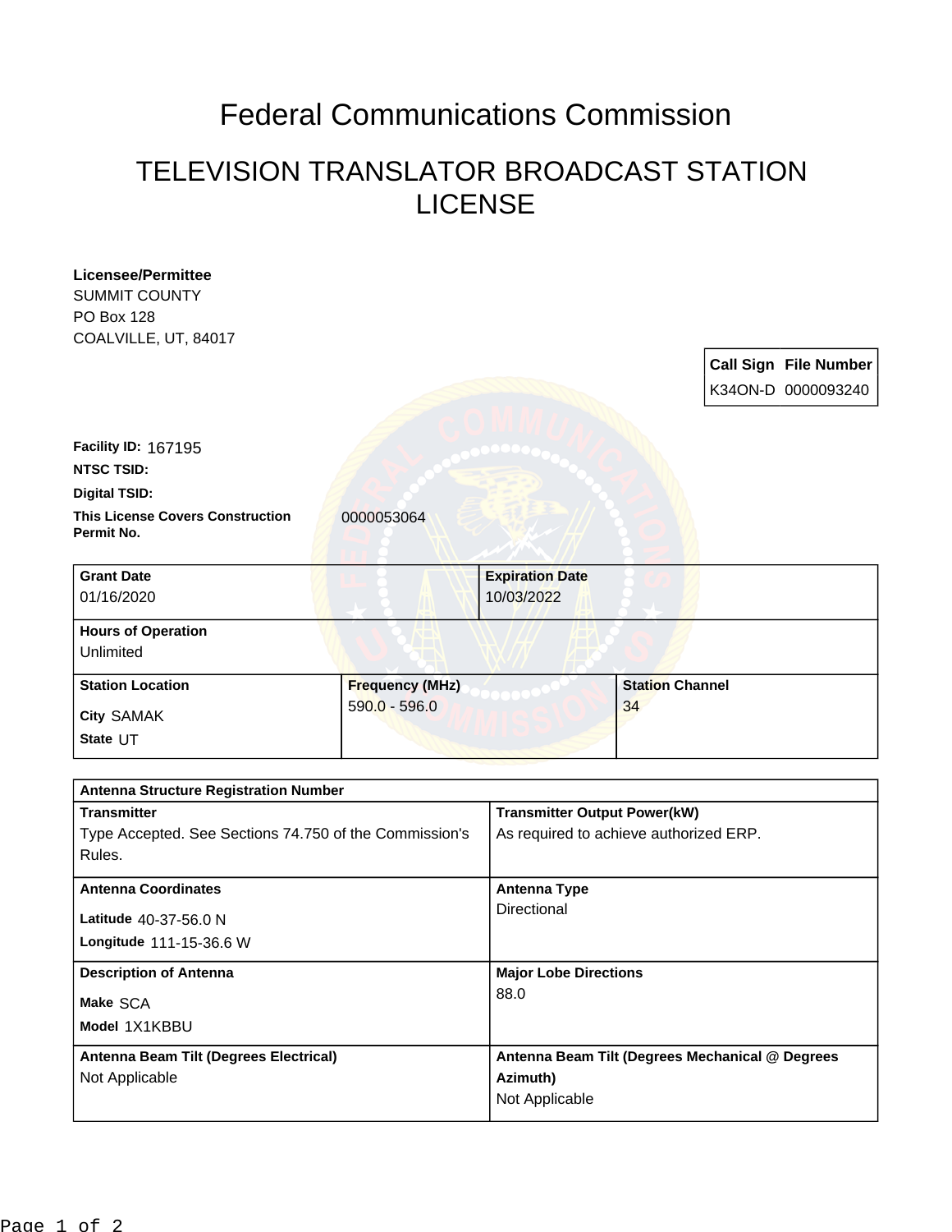# Federal Communications Commission

## TELEVISION TRANSLATOR BROADCAST STATION LICENSE

**Licensee/Permittee**
SUMMIT COUNTY
PO Box 128
COALVILLE, UT, 84017

| Call Sign | File Number |
| --- | --- |
| K34ON-D | 0000093240 |

**Facility ID:** 167195

**NTSC TSID:**

**Digital TSID:**

**This License Covers Construction Permit No.** 0000053064

| Grant Date | Expiration Date |
| --- | --- |
| 01/16/2020 | 10/03/2022 |

**Hours of Operation**
Unlimited

| Station Location | Frequency (MHz) | Station Channel |
| --- | --- | --- |
| City SAMAK<br>State UT | 590.0 - 596.0 | 34 |

**Antenna Structure Registration Number**

| Transmitter | Transmitter Output Power(kW) |
| --- | --- |
| Type Accepted. See Sections 74.750 of the Commission's Rules. | As required to achieve authorized ERP. |

| Antenna Coordinates | Antenna Type |
| --- | --- |
| Latitude 40-37-56.0 N<br>Longitude 111-15-36.6 W | Directional |

| Description of Antenna | Major Lobe Directions |
| --- | --- |
| Make SCA<br>Model 1X1KBBU | 88.0 |

| Antenna Beam Tilt (Degrees Electrical) | Antenna Beam Tilt (Degrees Mechanical @ Degrees Azimuth) |
| --- | --- |
| Not Applicable | Not Applicable |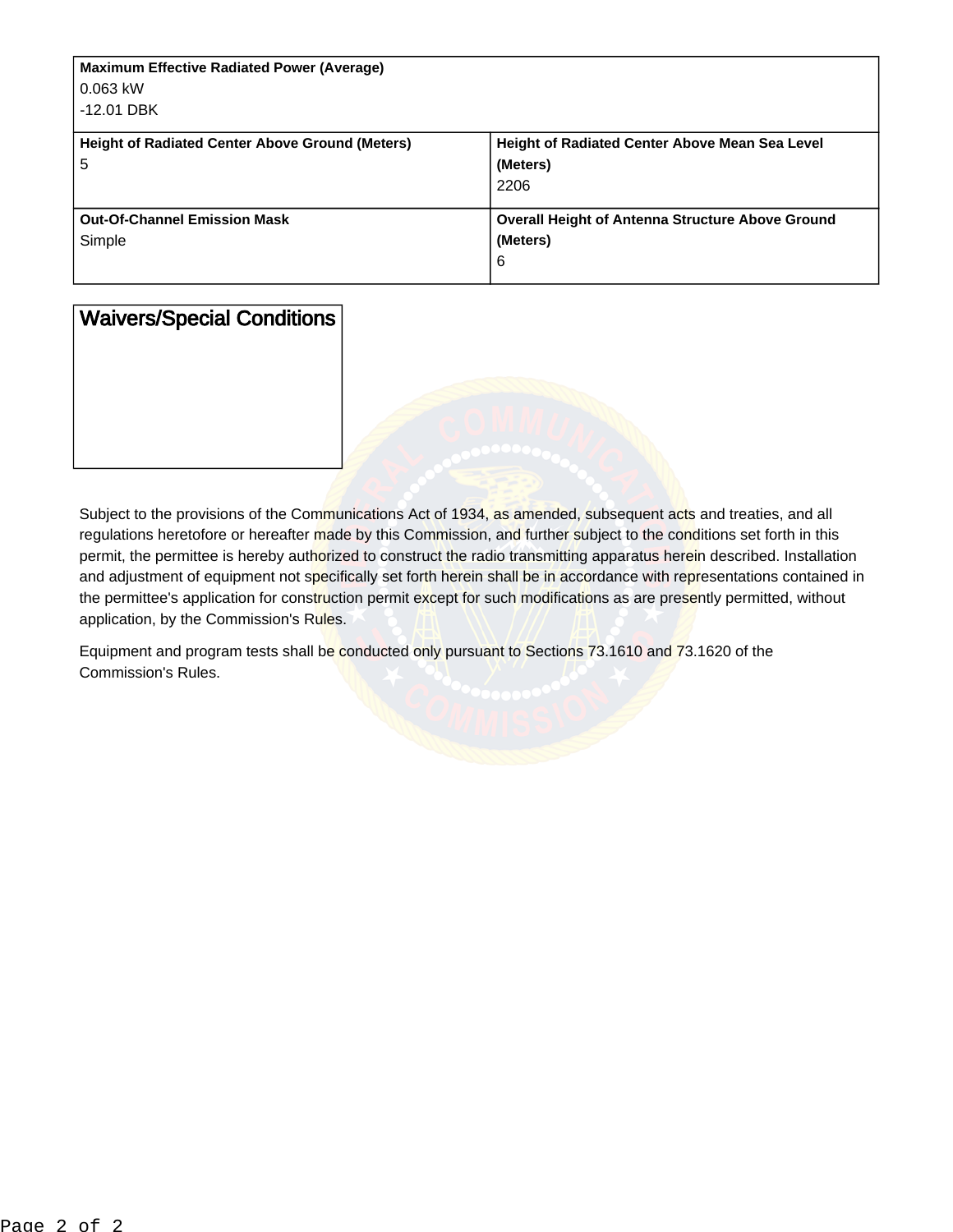| | |
|---|---|
| **Maximum Effective Radiated Power (Average)**<br>0.063 kW<br>-12.01 DBK | |
| **Height of Radiated Center Above Ground (Meters)**<br>5 | **Height of Radiated Center Above Mean Sea Level (Meters)**<br>2206 |
| **Out-Of-Channel Emission Mask**<br>Simple | **Overall Height of Antenna Structure Above Ground (Meters)**<br>6 |

## Waivers/Special Conditions

Subject to the provisions of the Communications Act of 1934, as amended, subsequent acts and treaties, and all regulations heretofore or hereafter made by this Commission, and further subject to the conditions set forth in this permit, the permittee is hereby authorized to construct the radio transmitting apparatus herein described. Installation and adjustment of equipment not specifically set forth herein shall be in accordance with representations contained in the permittee's application for construction permit except for such modifications as are presently permitted, without application, by the Commission's Rules.

Equipment and program tests shall be conducted only pursuant to Sections 73.1610 and 73.1620 of the Commission's Rules.